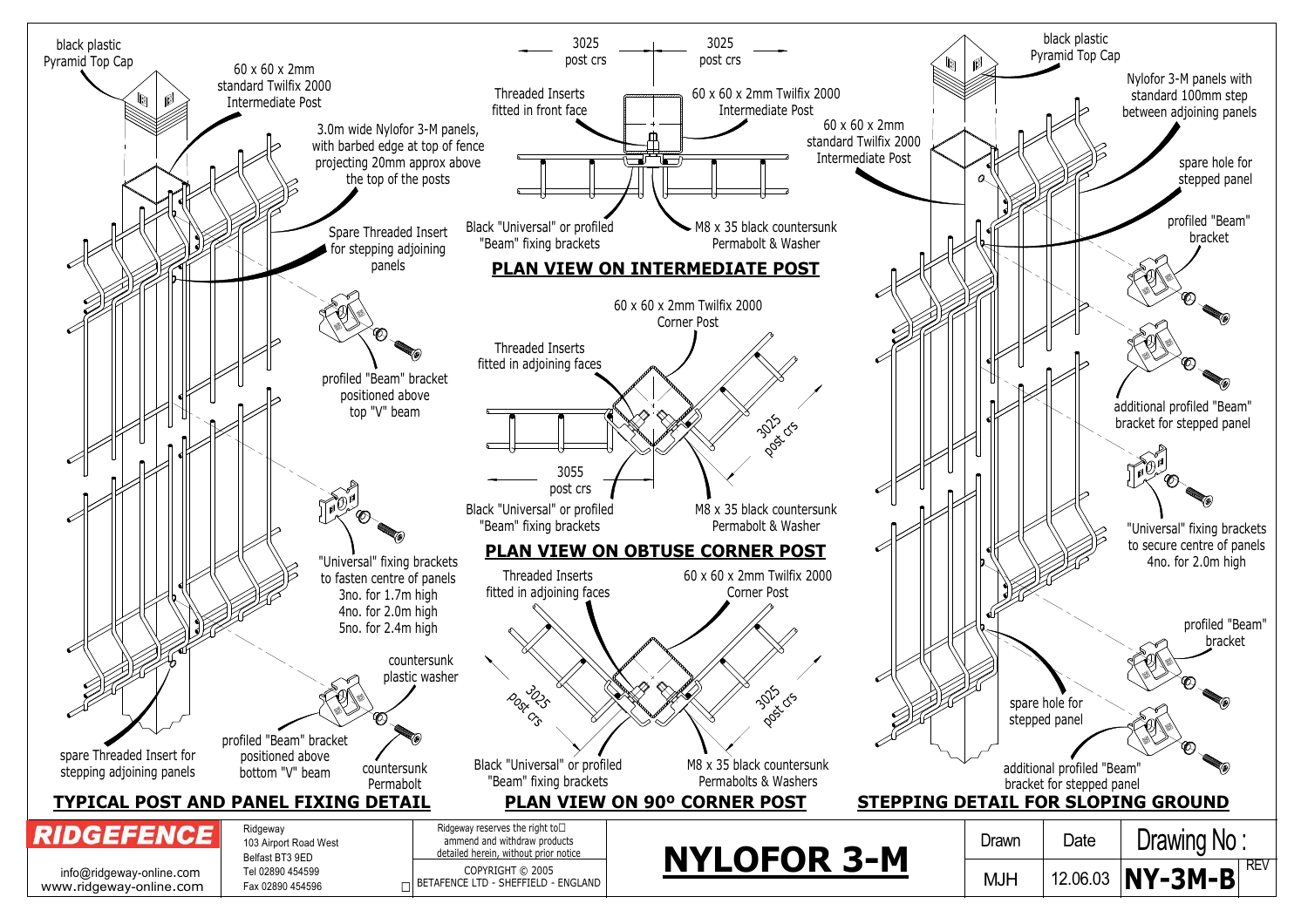## TYPICAL POST AND PANEL FIXING DETAIL

- black plastic Pyramid Top Cap
- 60 x 60 x 2mm standard Twilfix 2000 Intermediate Post
- 3.0m wide Nylofor 3-M panels, with barbed edge at top of fence projecting 20mm approx above the top of the posts
- Spare Threaded Insert for stepping adjoining panels
- profiled "Beam" bracket positioned above top "V" beam
- "Universal" fixing brackets to fasten centre of panels 3no. for 1.7m high 4no. for 2.0m high 5no. for 2.4m high
- countersunk plastic washer
- profiled "Beam" bracket positioned above bottom "V" beam
- countersunk Permabolt
- spare Threaded Insert for stepping adjoining panels

## PLAN VIEW ON INTERMEDIATE POST

- 3025 post crs
- 3025 post crs
- Threaded Inserts fitted in front face
- 60 x 60 x 2mm Twilfix 2000 Intermediate Post
- 60 x 60 x 2mm standard Twilfix 2000 Intermediate Post
- Black "Universal" or profiled "Beam" fixing brackets
- M8 x 35 black countersunk Permabolt & Washer

## PLAN VIEW ON OBTUSE CORNER POST

- 60 x 60 x 2mm Twilfix 2000 Corner Post
- Threaded Inserts fitted in adjoining faces
- 3025 post crs
- 3055 post crs
- Black "Universal" or profiled "Beam" fixing brackets
- M8 x 35 black countersunk Permabolt & Washer

## PLAN VIEW ON 90º CORNER POST

- Threaded Inserts fitted in adjoining faces
- 60 x 60 x 2mm Twilfix 2000 Corner Post
- 3025 post crs
- 3025 post crs
- Black "Universal" or profiled "Beam" fixing brackets
- M8 x 35 black countersunk Permabolts & Washers

## STEPPING DETAIL FOR SLOPING GROUND

- black plastic Pyramid Top Cap
- Nylofor 3-M panels with standard 100mm step between adjoining panels
- spare hole for stepped panel
- profiled "Beam" bracket
- additional profiled "Beam" bracket for stepped panel
- "Universal" fixing brackets to secure centre of panels 4no. for 2.0m high
- profiled "Beam" bracket
- spare hole for stepped panel
- additional profiled "Beam" bracket for stepped panel

---

**RIDGEFENCE**
info@ridgeway-online.com
www.ridgeway-online.com

Ridgeway
103 Airport Road West
Belfast BT3 9ED
Tel 02890 454599
Fax 02890 454596

Ridgeway reserves the right to ammend and withdraw products detailed herein, without prior notice
COPYRIGHT © 2005
BETAFENCE LTD - SHEFFIELD - ENGLAND

# NYLOFOR 3-M

| Drawn | Date | Drawing No : | REV |
|---|---|---|---|
| MJH | 12.06.03 | **NY-3M-B** | |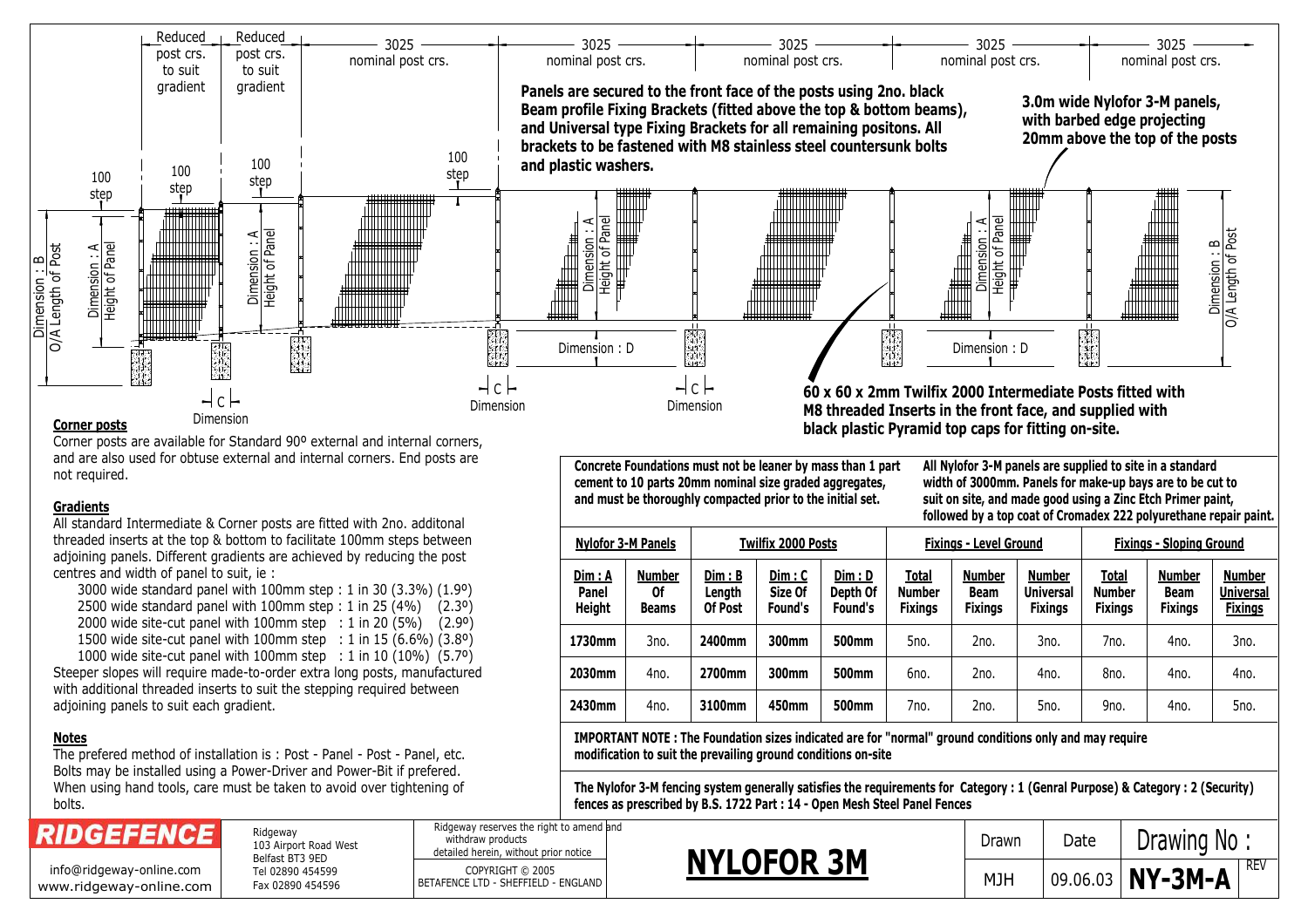Reduced post crs. to suit gradient

Reduced post crs. to suit gradient

3025 nominal post crs.

3025 nominal post crs.

3025 nominal post crs.

3025 nominal post crs.

3025 nominal post crs.

100 step

100 step

100 step

100 step

Dimension : B O/A Length of Post

Dimension : A Height of Panel

Dimension : A Height of Panel

Dimension : C Dimension

Dimension : D

Dimension : D

**Panels are secured to the front face of the posts using 2no. black Beam profile Fixing Brackets (fitted above the top & bottom beams), and Universal type Fixing Brackets for all remaining positons. All brackets to be fastened with M8 stainless steel countersunk bolts and plastic washers.**

**3.0m wide Nylofor 3-M panels, with barbed edge projecting 20mm above the top of the posts**

**60 x 60 x 2mm Twilfix 2000 Intermediate Posts fitted with M8 threaded Inserts in the front face, and supplied with black plastic Pyramid top caps for fitting on-site.**

## Corner posts

Corner posts are available for Standard 90º external and internal corners, and are also used for obtuse external and internal corners. End posts are not required.

## Gradients

All standard Intermediate & Corner posts are fitted with 2no. additonal threaded inserts at the top & bottom to facilitate 100mm steps between adjoining panels. Different gradients are achieved by reducing the post centres and width of panel to suit, ie :

- 3000 wide standard panel with 100mm step : 1 in 30 (3.3%) (1.9º)
- 2500 wide standard panel with 100mm step : 1 in 25 (4%) (2.3º)
- 2000 wide site-cut panel with 100mm step : 1 in 20 (5%) (2.9º)
- 1500 wide site-cut panel with 100mm step : 1 in 15 (6.6%) (3.8º)
- 1000 wide site-cut panel with 100mm step : 1 in 10 (10%) (5.7º)

Steeper slopes will require made-to-order extra long posts, manufactured with additional threaded inserts to suit the stepping required between adjoining panels to suit each gradient.

## Notes

The prefered method of installation is : Post - Panel - Post - Panel, etc. Bolts may be installed using a Power-Driver and Power-Bit if prefered. When using hand tools, care must be taken to avoid over tightening of bolts.

**Concrete Foundations must not be leaner by mass than 1 part cement to 10 parts 20mm nominal size graded aggregates, and must be thoroughly compacted prior to the initial set.**

**All Nylofor 3-M panels are supplied to site in a standard width of 3000mm. Panels for make-up bays are to be cut to suit on site, and made good using a Zinc Etch Primer paint, followed by a top coat of Cromadex 222 polyurethane repair paint.**

| Nylofor 3-M Panels | | Twilfix 2000 Posts | | | Fixings - Level Ground | | | Fixings - Sloping Ground | | |
|---|---|---|---|---|---|---|---|---|---|---|
| Dim : A Panel Height | Number Of Beams | Dim : B Length Of Post | Dim : C Size Of Found's | Dim : D Depth Of Found's | Total Number Fixings | Number Beam Fixings | Number Universal Fixings | Total Number Fixings | Number Beam Fixings | Number Universal Fixings |
| 1730mm | 3no. | 2400mm | 300mm | 500mm | 5no. | 2no. | 3no. | 7no. | 4no. | 3no. |
| 2030mm | 4no. | 2700mm | 300mm | 500mm | 6no. | 2no. | 4no. | 8no. | 4no. | 4no. |
| 2430mm | 4no. | 3100mm | 450mm | 500mm | 7no. | 2no. | 5no. | 9no. | 4no. | 5no. |

**IMPORTANT NOTE : The Foundation sizes indicated are for "normal" ground conditions only and may require modification to suit the prevailing ground conditions on-site**

**The Nylofor 3-M fencing system generally satisfies the requirements for Category : 1 (Genral Purpose) & Category : 2 (Security) fences as prescribed by B.S. 1722 Part : 14 - Open Mesh Steel Panel Fences**

RIDGEFENCE

info@ridgeway-online.com
www.ridgeway-online.com

Ridgeway
103 Airport Road West
Belfast BT3 9ED
Tel 02890 454599
Fax 02890 454596

Ridgeway reserves the right to amend and withdraw products detailed herein, without prior notice

COPYRIGHT © 2005
BETAFENCE LTD - SHEFFIELD - ENGLAND

# NYLOFOR 3M

| Drawn | Date | Drawing No : | REV |
|---|---|---|---|
| MJH | 09.06.03 | NY-3M-A | |